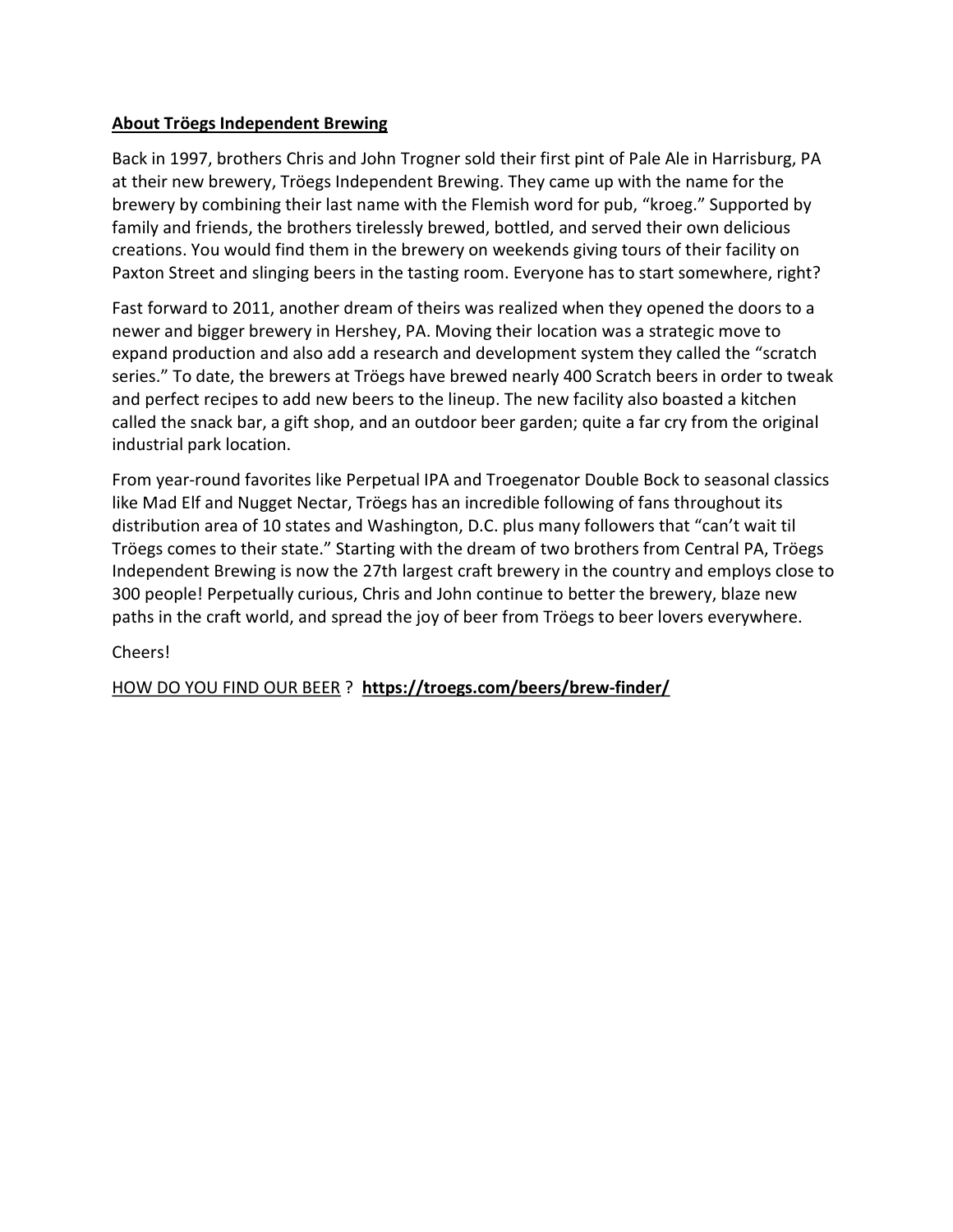**About Tröegs Independent Brewing**

Back in 1997, brothers Chris and John Trogner sold their first pint of Pale Ale in Harrisburg, PA at their new brewery, Tröegs Independent Brewing. They came up with the name for the brewery by combining their last name with the Flemish word for pub, "kroeg." Supported by family and friends, the brothers tirelessly brewed, bottled, and served their own delicious creations. You would find them in the brewery on weekends giving tours of their facility on Paxton Street and slinging beers in the tasting room. Everyone has to start somewhere, right?

Fast forward to 2011, another dream of theirs was realized when they opened the doors to a newer and bigger brewery in Hershey, PA. Moving their location was a strategic move to expand production and also add a research and development system they called the "scratch series." To date, the brewers at Tröegs have brewed nearly 400 Scratch beers in order to tweak and perfect recipes to add new beers to the lineup. The new facility also boasted a kitchen called the snack bar, a gift shop, and an outdoor beer garden; quite a far cry from the original industrial park location.

From year-round favorites like Perpetual IPA and Troegenator Double Bock to seasonal classics like Mad Elf and Nugget Nectar, Tröegs has an incredible following of fans throughout its distribution area of 10 states and Washington, D.C. plus many followers that "can't wait til Tröegs comes to their state." Starting with the dream of two brothers from Central PA, Tröegs Independent Brewing is now the 27th largest craft brewery in the country and employs close to 300 people! Perpetually curious, Chris and John continue to better the brewery, blaze new paths in the craft world, and spread the joy of beer from Tröegs to beer lovers everywhere.

Cheers!

HOW DO YOU FIND OUR BEER ? **https://troegs.com/beers/brew-finder/**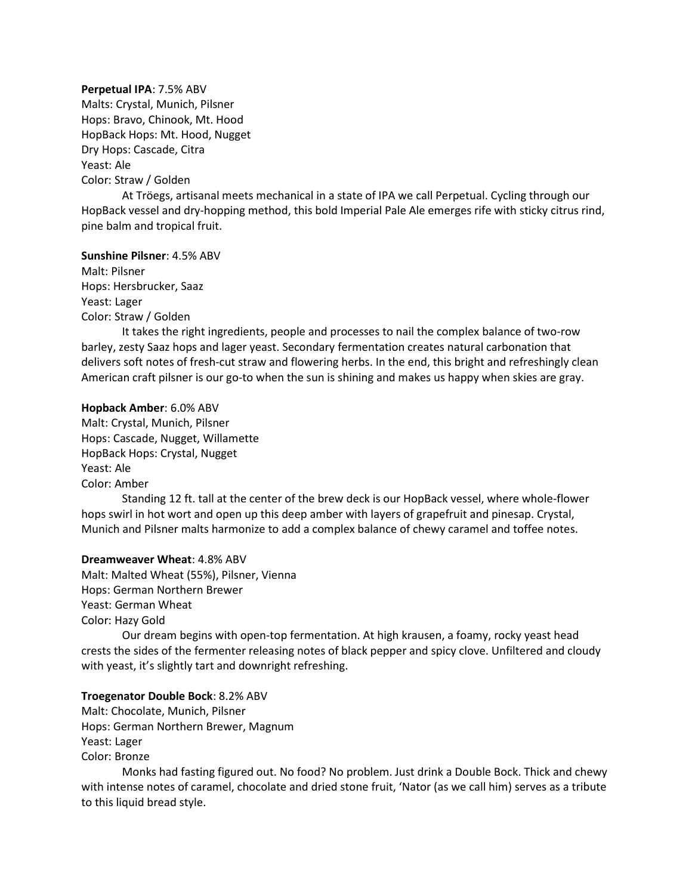**Perpetual IPA**: 7.5% ABV
Malts: Crystal, Munich, Pilsner
Hops: Bravo, Chinook, Mt. Hood
HopBack Hops: Mt. Hood, Nugget
Dry Hops: Cascade, Citra
Yeast: Ale
Color: Straw / Golden

At Tröegs, artisanal meets mechanical in a state of IPA we call Perpetual. Cycling through our HopBack vessel and dry-hopping method, this bold Imperial Pale Ale emerges rife with sticky citrus rind, pine balm and tropical fruit.

**Sunshine Pilsner**: 4.5% ABV
Malt: Pilsner
Hops: Hersbrucker, Saaz
Yeast: Lager
Color: Straw / Golden

It takes the right ingredients, people and processes to nail the complex balance of two-row barley, zesty Saaz hops and lager yeast. Secondary fermentation creates natural carbonation that delivers soft notes of fresh-cut straw and flowering herbs. In the end, this bright and refreshingly clean American craft pilsner is our go-to when the sun is shining and makes us happy when skies are gray.

**Hopback Amber**: 6.0% ABV
Malt: Crystal, Munich, Pilsner
Hops: Cascade, Nugget, Willamette
HopBack Hops: Crystal, Nugget
Yeast: Ale
Color: Amber

Standing 12 ft. tall at the center of the brew deck is our HopBack vessel, where whole-flower hops swirl in hot wort and open up this deep amber with layers of grapefruit and pinesap. Crystal, Munich and Pilsner malts harmonize to add a complex balance of chewy caramel and toffee notes.

**Dreamweaver Wheat**: 4.8% ABV
Malt: Malted Wheat (55%), Pilsner, Vienna
Hops: German Northern Brewer
Yeast: German Wheat
Color: Hazy Gold

Our dream begins with open-top fermentation. At high krausen, a foamy, rocky yeast head crests the sides of the fermenter releasing notes of black pepper and spicy clove. Unfiltered and cloudy with yeast, it's slightly tart and downright refreshing.

**Troegenator Double Bock**: 8.2% ABV
Malt: Chocolate, Munich, Pilsner
Hops: German Northern Brewer, Magnum
Yeast: Lager
Color: Bronze

Monks had fasting figured out. No food? No problem. Just drink a Double Bock. Thick and chewy with intense notes of caramel, chocolate and dried stone fruit, 'Nator (as we call him) serves as a tribute to this liquid bread style.